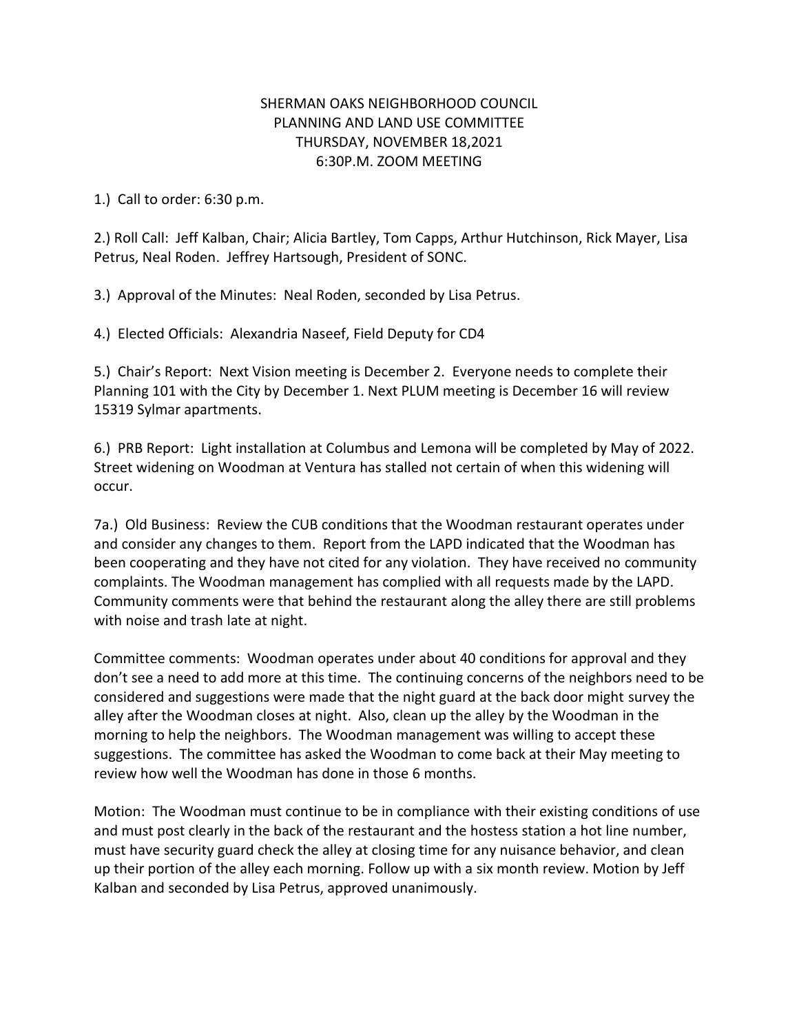# SHERMAN OAKS NEIGHBORHOOD COUNCIL
## PLANNING AND LAND USE COMMITTEE
### THURSDAY, NOVEMBER 18,2021
### 6:30P.M. ZOOM MEETING

1.) Call to order: 6:30 p.m.

2.) Roll Call: Jeff Kalban, Chair; Alicia Bartley, Tom Capps, Arthur Hutchinson, Rick Mayer, Lisa Petrus, Neal Roden. Jeffrey Hartsough, President of SONC.

3.) Approval of the Minutes: Neal Roden, seconded by Lisa Petrus.

4.) Elected Officials: Alexandria Naseef, Field Deputy for CD4

5.) Chair's Report: Next Vision meeting is December 2. Everyone needs to complete their Planning 101 with the City by December 1. Next PLUM meeting is December 16 will review 15319 Sylmar apartments.

6.) PRB Report: Light installation at Columbus and Lemona will be completed by May of 2022. Street widening on Woodman at Ventura has stalled not certain of when this widening will occur.

7a.) Old Business: Review the CUB conditions that the Woodman restaurant operates under and consider any changes to them. Report from the LAPD indicated that the Woodman has been cooperating and they have not cited for any violation. They have received no community complaints. The Woodman management has complied with all requests made by the LAPD. Community comments were that behind the restaurant along the alley there are still problems with noise and trash late at night.

Committee comments: Woodman operates under about 40 conditions for approval and they don't see a need to add more at this time. The continuing concerns of the neighbors need to be considered and suggestions were made that the night guard at the back door might survey the alley after the Woodman closes at night. Also, clean up the alley by the Woodman in the morning to help the neighbors. The Woodman management was willing to accept these suggestions. The committee has asked the Woodman to come back at their May meeting to review how well the Woodman has done in those 6 months.

Motion: The Woodman must continue to be in compliance with their existing conditions of use and must post clearly in the back of the restaurant and the hostess station a hot line number, must have security guard check the alley at closing time for any nuisance behavior, and clean up their portion of the alley each morning. Follow up with a six month review. Motion by Jeff Kalban and seconded by Lisa Petrus, approved unanimously.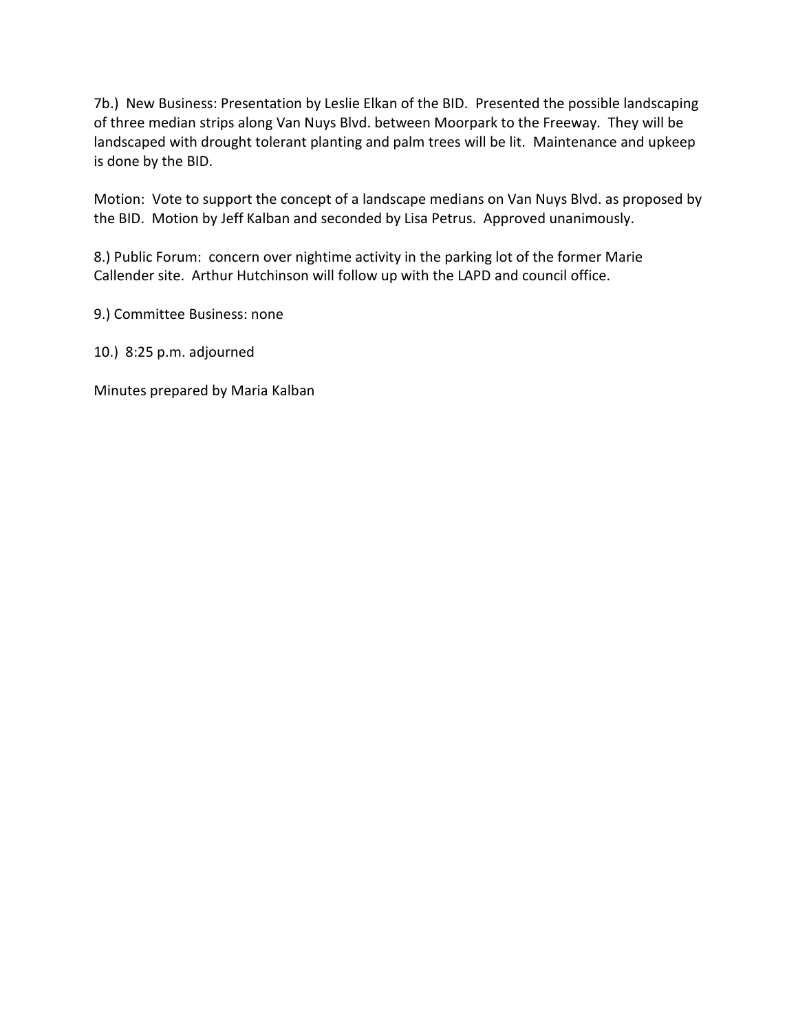7b.) New Business: Presentation by Leslie Elkan of the BID. Presented the possible landscaping of three median strips along Van Nuys Blvd. between Moorpark to the Freeway. They will be landscaped with drought tolerant planting and palm trees will be lit. Maintenance and upkeep is done by the BID.

Motion: Vote to support the concept of a landscape medians on Van Nuys Blvd. as proposed by the BID. Motion by Jeff Kalban and seconded by Lisa Petrus. Approved unanimously.

8.) Public Forum: concern over nightime activity in the parking lot of the former Marie Callender site. Arthur Hutchinson will follow up with the LAPD and council office.

9.) Committee Business: none

10.) 8:25 p.m. adjourned

Minutes prepared by Maria Kalban